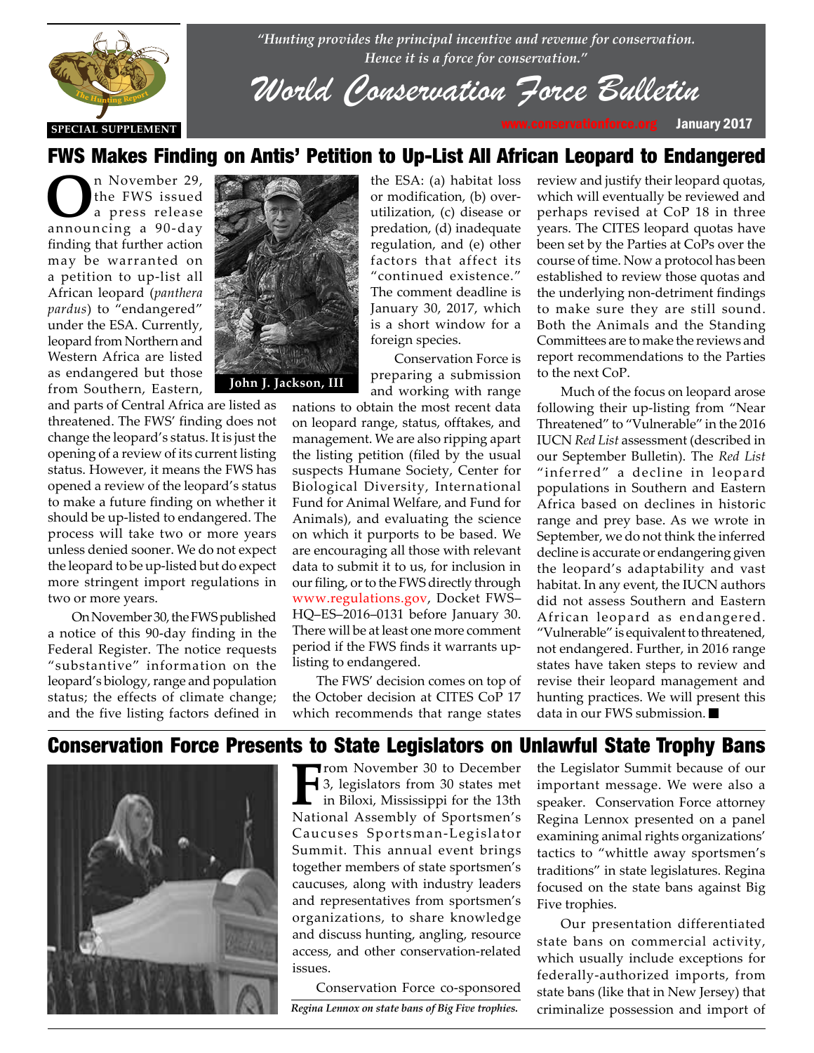*"Hunting provides the principal incentive and revenue for conservation. Hence it is a force for conservation."*

# World Conservation Force Bulletin

SPECIAL SUPPLEMENT

www.conservationforce.org January 2017

## FWS Makes Finding on Antis' Petition to Up-List All African Leopard to Endangered

On November 29, the FWS issued a press release announcing a 90-day finding that further action may be warranted on a petition to up-list all African leopard (*panthera pardus*) to "endangered" under the ESA. Currently, leopard from Northern and Western Africa are listed as endangered but those from Southern, Eastern, and parts of Central Africa are listed as threatened. The FWS' finding does not change the leopard's status. It is just the opening of a review of its current listing status. However, it means the FWS has opened a review of the leopard's status to make a future finding on whether it should be up-listed to endangered. The process will take two or more years unless denied sooner. We do not expect the leopard to be up-listed but do expect more stringent import regulations in two or more years.

John J. Jackson, III

On November 30, the FWS published a notice of this 90-day finding in the Federal Register. The notice requests "substantive" information on the leopard's biology, range and population status; the effects of climate change; and the five listing factors defined in the ESA: (a) habitat loss or modification, (b) over-utilization, (c) disease or predation, (d) inadequate regulation, and (e) other factors that affect its "continued existence." The comment deadline is January 30, 2017, which is a short window for a foreign species.

Conservation Force is preparing a submission and working with range nations to obtain the most recent data on leopard range, status, offtakes, and management. We are also ripping apart the listing petition (filed by the usual suspects Humane Society, Center for Biological Diversity, International Fund for Animal Welfare, and Fund for Animals), and evaluating the science on which it purports to be based. We are encouraging all those with relevant data to submit it to us, for inclusion in our filing, or to the FWS directly through www.regulations.gov, Docket FWS–HQ–ES–2016–0131 before January 30. There will be at least one more comment period if the FWS finds it warrants up-listing to endangered.

The FWS' decision comes on top of the October decision at CITES CoP 17 which recommends that range states review and justify their leopard quotas, which will eventually be reviewed and perhaps revised at CoP 18 in three years. The CITES leopard quotas have been set by the Parties at CoPs over the course of time. Now a protocol has been established to review those quotas and the underlying non-detriment findings to make sure they are still sound. Both the Animals and the Standing Committees are to make the reviews and report recommendations to the Parties to the next CoP.

Much of the focus on leopard arose following their up-listing from "Near Threatened" to "Vulnerable" in the 2016 IUCN *Red List* assessment (described in our September Bulletin). The *Red List* "inferred" a decline in leopard populations in Southern and Eastern Africa based on declines in historic range and prey base. As we wrote in September, we do not think the inferred decline is accurate or endangering given the leopard's adaptability and vast habitat. In any event, the IUCN authors did not assess Southern and Eastern African leopard as endangered. "Vulnerable" is equivalent to threatened, not endangered. Further, in 2016 range states have taken steps to review and revise their leopard management and hunting practices. We will present this data in our FWS submission. ■

## Conservation Force Presents to State Legislators on Unlawful State Trophy Bans

*Regina Lennox on state bans of Big Five trophies.*

From November 30 to December 3, legislators from 30 states met in Biloxi, Mississippi for the 13th National Assembly of Sportsmen's Caucuses Sportsman-Legislator Summit. This annual event brings together members of state sportsmen's caucuses, along with industry leaders and representatives from sportsmen's organizations, to share knowledge and discuss hunting, angling, resource access, and other conservation-related issues.

Conservation Force co-sponsored the Legislator Summit because of our important message. We were also a speaker. Conservation Force attorney Regina Lennox presented on a panel examining animal rights organizations' tactics to "whittle away sportsmen's traditions" in state legislatures. Regina focused on the state bans against Big Five trophies.

Our presentation differentiated state bans on commercial activity, which usually include exceptions for federally-authorized imports, from state bans (like that in New Jersey) that criminalize possession and import of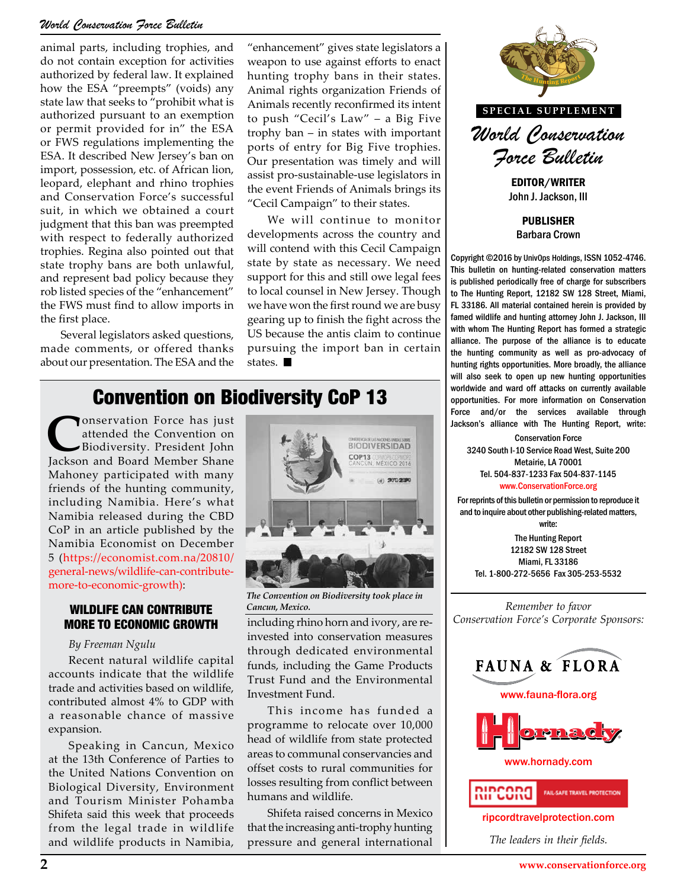animal parts, including trophies, and do not contain exception for activities authorized by federal law. It explained how the ESA "preempts" (voids) any state law that seeks to "prohibit what is authorized pursuant to an exemption or permit provided for in" the ESA or FWS regulations implementing the ESA. It described New Jersey's ban on import, possession, etc. of African lion, leopard, elephant and rhino trophies and Conservation Force's successful suit, in which we obtained a court judgment that this ban was preempted with respect to federally authorized trophies. Regina also pointed out that state trophy bans are both unlawful, and represent bad policy because they rob listed species of the "enhancement" the FWS must find to allow imports in the first place.

Several legislators asked questions, made comments, or offered thanks about our presentation. The ESA and the "enhancement" gives state legislators a weapon to use against efforts to enact hunting trophy bans in their states. Animal rights organization Friends of Animals recently reconfirmed its intent to push "Cecil's Law" – a Big Five trophy ban – in states with important ports of entry for Big Five trophies. Our presentation was timely and will assist pro-sustainable-use legislators in the event Friends of Animals brings its "Cecil Campaign" to their states.

We will continue to monitor developments across the country and will contend with this Cecil Campaign state by state as necessary. We need support for this and still owe legal fees to local counsel in New Jersey. Though we have won the first round we are busy gearing up to finish the fight across the US because the antis claim to continue pursuing the import ban in certain states. ■

## Convention on Biodiversity CoP 13

Conservation Force has just attended the Convention on Biodiversity. President John Jackson and Board Member Shane Mahoney participated with many friends of the hunting community, including Namibia. Here's what Namibia released during the CBD CoP in an article published by the Namibia Economist on December 5 (https://economist.com.na/20810/general-news/wildlife-can-contribute-more-to-economic-growth):

### WILDLIFE CAN CONTRIBUTE MORE TO ECONOMIC GROWTH

*By Freeman Ngulu*

Recent natural wildlife capital accounts indicate that the wildlife trade and activities based on wildlife, contributed almost 4% to GDP with a reasonable chance of massive expansion.

Speaking in Cancun, Mexico at the 13th Conference of Parties to the United Nations Convention on Biological Diversity, Environment and Tourism Minister Pohamba Shifeta said this week that proceeds from the legal trade in wildlife and wildlife products in Namibia, including rhino horn and ivory, are reinvested into conservation measures through dedicated environmental funds, including the Game Products Trust Fund and the Environmental Investment Fund.

*The Convention on Biodiversity took place in Cancun, Mexico.*

This income has funded a programme to relocate over 10,000 head of wildlife from state protected areas to communal conservancies and to offset costs to rural communities for losses resulting from conflict between humans and wildlife.

Shifeta raised concerns in Mexico that the increasing anti-trophy hunting pressure and general international

---

SPECIAL SUPPLEMENT

*World Conservation Force Bulletin*

**EDITOR/WRITER**
John J. Jackson, III

**PUBLISHER**
Barbara Crown

Copyright ©2016 by UnivOps Holdings, ISSN 1052-4746. This bulletin on hunting-related conservation matters is published periodically free of charge for subscribers to The Hunting Report, 12182 SW 128 Street, Miami, FL 33186. All material contained herein is provided by famed wildlife and hunting attorney John J. Jackson, III with whom The Hunting Report has formed a strategic alliance. The purpose of the alliance is to educate the hunting community as well as pro-advocacy of hunting rights opportunities. More broadly, the alliance will also seek to open up new hunting opportunities worldwide and ward off attacks on currently available opportunities. For more information on Conservation Force and/or the services available through Jackson's alliance with The Hunting Report, write:

Conservation Force
3240 South I-10 Service Road West, Suite 200
Metairie, LA 70001
Tel. 504-837-1233 Fax 504-837-1145
www.ConservationForce.org

For reprints of this bulletin or permission to reproduce it and to inquire about other publishing-related matters, write:

The Hunting Report
12182 SW 128 Street
Miami, FL 33186
Tel. 1-800-272-5656 Fax 305-253-5532

*Remember to favor Conservation Force's Corporate Sponsors:*

FAUNA & FLORA
www.fauna-flora.org

Hornady
www.hornady.com

RIPCORD FAIL-SAFE TRAVEL PROTECTION
ripcordtravelprotection.com

*The leaders in their fields.*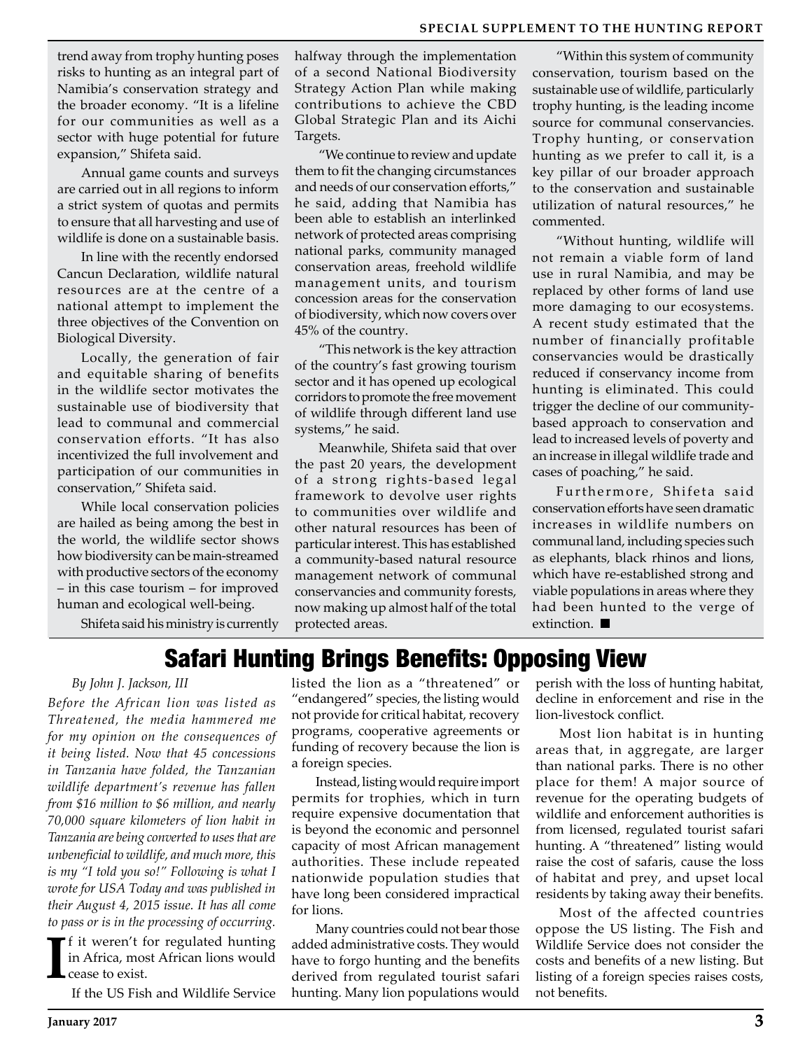trend away from trophy hunting poses risks to hunting as an integral part of Namibia's conservation strategy and the broader economy. "It is a lifeline for our communities as well as a sector with huge potential for future expansion," Shifeta said.

Annual game counts and surveys are carried out in all regions to inform a strict system of quotas and permits to ensure that all harvesting and use of wildlife is done on a sustainable basis.

In line with the recently endorsed Cancun Declaration, wildlife natural resources are at the centre of a national attempt to implement the three objectives of the Convention on Biological Diversity.

Locally, the generation of fair and equitable sharing of benefits in the wildlife sector motivates the sustainable use of biodiversity that lead to communal and commercial conservation efforts. "It has also incentivized the full involvement and participation of our communities in conservation," Shifeta said.

While local conservation policies are hailed as being among the best in the world, the wildlife sector shows how biodiversity can be main-streamed with productive sectors of the economy – in this case tourism – for improved human and ecological well-being.

Shifeta said his ministry is currently halfway through the implementation of a second National Biodiversity Strategy Action Plan while making contributions to achieve the CBD Global Strategic Plan and its Aichi Targets.

"We continue to review and update them to fit the changing circumstances and needs of our conservation efforts," he said, adding that Namibia has been able to establish an interlinked network of protected areas comprising national parks, community managed conservation areas, freehold wildlife management units, and tourism concession areas for the conservation of biodiversity, which now covers over 45% of the country.

"This network is the key attraction of the country's fast growing tourism sector and it has opened up ecological corridors to promote the free movement of wildlife through different land use systems," he said.

Meanwhile, Shifeta said that over the past 20 years, the development of a strong rights-based legal framework to devolve user rights to communities over wildlife and other natural resources has been of particular interest. This has established a community-based natural resource management network of communal conservancies and community forests, now making up almost half of the total protected areas.

"Within this system of community conservation, tourism based on the sustainable use of wildlife, particularly trophy hunting, is the leading income source for communal conservancies. Trophy hunting, or conservation hunting as we prefer to call it, is a key pillar of our broader approach to the conservation and sustainable utilization of natural resources," he commented.

"Without hunting, wildlife will not remain a viable form of land use in rural Namibia, and may be replaced by other forms of land use more damaging to our ecosystems. A recent study estimated that the number of financially profitable conservancies would be drastically reduced if conservancy income from hunting is eliminated. This could trigger the decline of our community-based approach to conservation and lead to increased levels of poverty and an increase in illegal wildlife trade and cases of poaching," he said.

Furthermore, Shifeta said conservation efforts have seen dramatic increases in wildlife numbers on communal land, including species such as elephants, black rhinos and lions, which have re-established strong and viable populations in areas where they had been hunted to the verge of extinction. ■

# Safari Hunting Brings Benefits: Opposing View

*By John J. Jackson, III*

*Before the African lion was listed as Threatened, the media hammered me for my opinion on the consequences of it being listed. Now that 45 concessions in Tanzania have folded, the Tanzanian wildlife department's revenue has fallen from $16 million to $6 million, and nearly 70,000 square kilometers of lion habit in Tanzania are being converted to uses that are unbeneficial to wildlife, and much more, this is my "I told you so!" Following is what I wrote for USA Today and was published in their August 4, 2015 issue. It has all come to pass or is in the processing of occurring.*

If it weren't for regulated hunting in Africa, most African lions would cease to exist.

If the US Fish and Wildlife Service listed the lion as a "threatened" or "endangered" species, the listing would not provide for critical habitat, recovery programs, cooperative agreements or funding of recovery because the lion is a foreign species.

Instead, listing would require import permits for trophies, which in turn require expensive documentation that is beyond the economic and personnel capacity of most African management authorities. These include repeated nationwide population studies that have long been considered impractical for lions.

Many countries could not bear those added administrative costs. They would have to forgo hunting and the benefits derived from regulated tourist safari hunting. Many lion populations would perish with the loss of hunting habitat, decline in enforcement and rise in the lion-livestock conflict.

Most lion habitat is in hunting areas that, in aggregate, are larger than national parks. There is no other place for them! A major source of revenue for the operating budgets of wildlife and enforcement authorities is from licensed, regulated tourist safari hunting. A "threatened" listing would raise the cost of safaris, cause the loss of habitat and prey, and upset local residents by taking away their benefits.

Most of the affected countries oppose the US listing. The Fish and Wildlife Service does not consider the costs and benefits of a new listing. But listing of a foreign species raises costs, not benefits.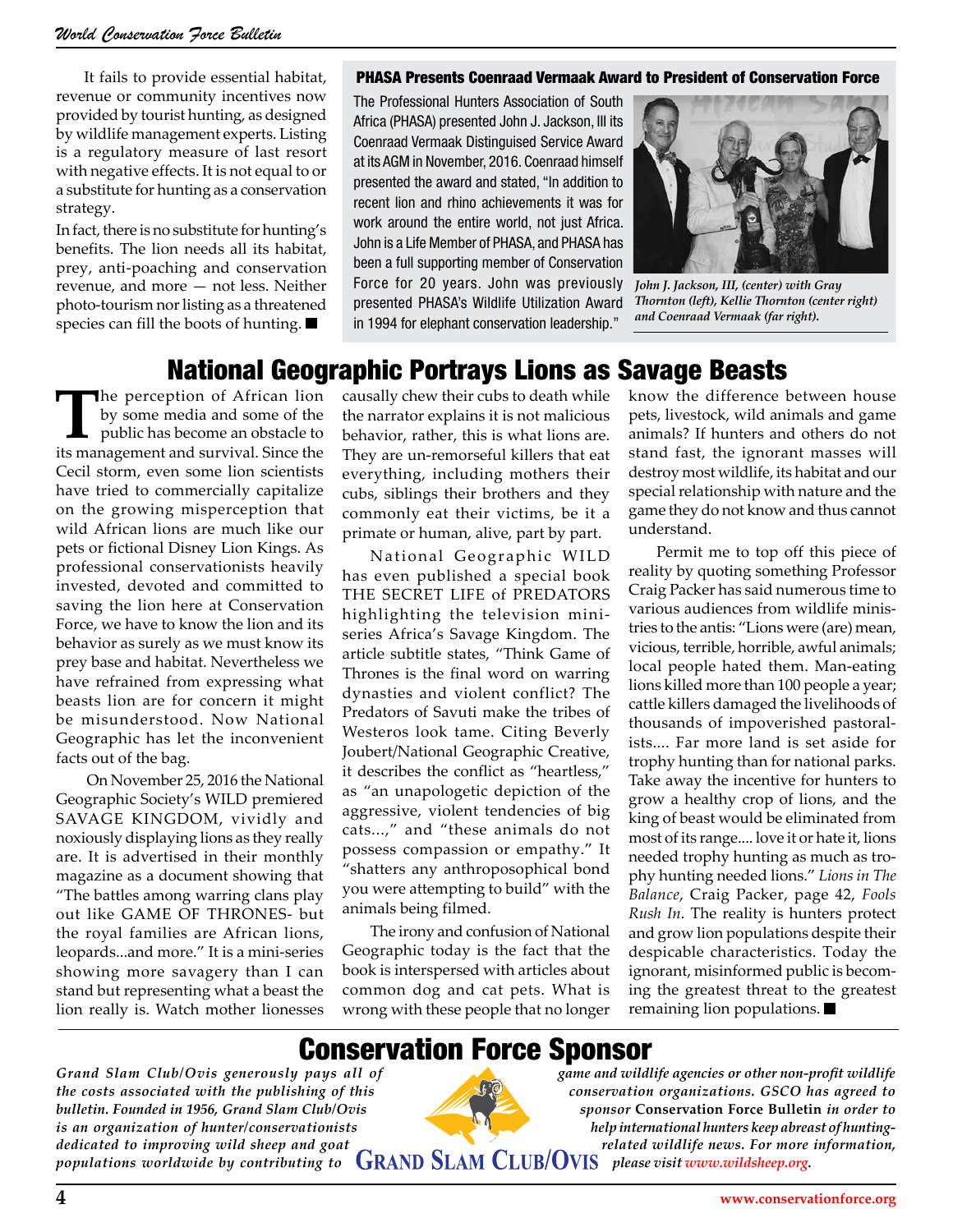It fails to provide essential habitat, revenue or community incentives now provided by tourist hunting, as designed by wildlife management experts. Listing is a regulatory measure of last resort with negative effects. It is not equal to or a substitute for hunting as a conservation strategy.

In fact, there is no substitute for hunting's benefits. The lion needs all its habitat, prey, anti-poaching and conservation revenue, and more — not less. Neither photo-tourism nor listing as a threatened species can fill the boots of hunting. ■

## PHASA Presents Coenraad Vermaak Award to President of Conservation Force

The Professional Hunters Association of South Africa (PHASA) presented John J. Jackson, III its Coenraad Vermaak Distinguised Service Award at its AGM in November, 2016. Coenraad himself presented the award and stated, "In addition to recent lion and rhino achievements it was for work around the entire world, not just Africa. John is a Life Member of PHASA, and PHASA has been a full supporting member of Conservation Force for 20 years. John was previously presented PHASA's Wildlife Utilization Award in 1994 for elephant conservation leadership."

*John J. Jackson, III, (center) with Gray Thornton (left), Kellie Thornton (center right) and Coenraad Vermaak (far right).*

# National Geographic Portrays Lions as Savage Beasts

The perception of African lion by some media and some of the public has become an obstacle to its management and survival. Since the Cecil storm, even some lion scientists have tried to commercially capitalize on the growing misperception that wild African lions are much like our pets or fictional Disney Lion Kings. As professional conservationists heavily invested, devoted and committed to saving the lion here at Conservation Force, we have to know the lion and its behavior as surely as we must know its prey base and habitat. Nevertheless we have refrained from expressing what beasts lion are for concern it might be misunderstood. Now National Geographic has let the inconvenient facts out of the bag.

On November 25, 2016 the National Geographic Society's WILD premiered SAVAGE KINGDOM, vividly and noxiously displaying lions as they really are. It is advertised in their monthly magazine as a document showing that "The battles among warring clans play out like GAME OF THRONES- but the royal families are African lions, leopards...and more." It is a mini-series showing more savagery than I can stand but representing what a beast the lion really is. Watch mother lionesses causally chew their cubs to death while the narrator explains it is not malicious behavior, rather, this is what lions are. They are un-remorseful killers that eat everything, including mothers their cubs, siblings their brothers and they commonly eat their victims, be it a primate or human, alive, part by part.

National Geographic WILD has even published a special book THE SECRET LIFE of PREDATORS highlighting the television mini-series Africa's Savage Kingdom. The article subtitle states, "Think Game of Thrones is the final word on warring dynasties and violent conflict? The Predators of Savuti make the tribes of Westeros look tame. Citing Beverly Joubert/National Geographic Creative, it describes the conflict as "heartless," as "an unapologetic depiction of the aggressive, violent tendencies of big cats...," and "these animals do not possess compassion or empathy." It "shatters any anthroposophical bond you were attempting to build" with the animals being filmed.

The irony and confusion of National Geographic today is the fact that the book is interspersed with articles about common dog and cat pets. What is wrong with these people that no longer know the difference between house pets, livestock, wild animals and game animals? If hunters and others do not stand fast, the ignorant masses will destroy most wildlife, its habitat and our special relationship with nature and the game they do not know and thus cannot understand.

Permit me to top off this piece of reality by quoting something Professor Craig Packer has said numerous time to various audiences from wildlife ministries to the antis: "Lions were (are) mean, vicious, terrible, horrible, awful animals; local people hated them. Man-eating lions killed more than 100 people a year; cattle killers damaged the livelihoods of thousands of impoverished pastoralists.... Far more land is set aside for trophy hunting than for national parks. Take away the incentive for hunters to grow a healthy crop of lions, and the king of beast would be eliminated from most of its range.... love it or hate it, lions needed trophy hunting as much as trophy hunting needed lions." *Lions in The Balance*, Craig Packer, page 42, *Fools Rush In*. The reality is hunters protect and grow lion populations despite their despicable characteristics. Today the ignorant, misinformed public is becoming the greatest threat to the greatest remaining lion populations. ■

# Conservation Force Sponsor

*Grand Slam Club/Ovis generously pays all of the costs associated with the publishing of this bulletin. Founded in 1956, Grand Slam Club/Ovis is an organization of hunter/conservationists dedicated to improving wild sheep and goat populations worldwide by contributing to game and wildlife agencies or other non-profit wildlife conservation organizations. GSCO has agreed to sponsor* **Conservation Force Bulletin** *in order to help international hunters keep abreast of hunting-related wildlife news. For more information, please visit www.wildsheep.org.*

GRAND SLAM CLUB/OVIS